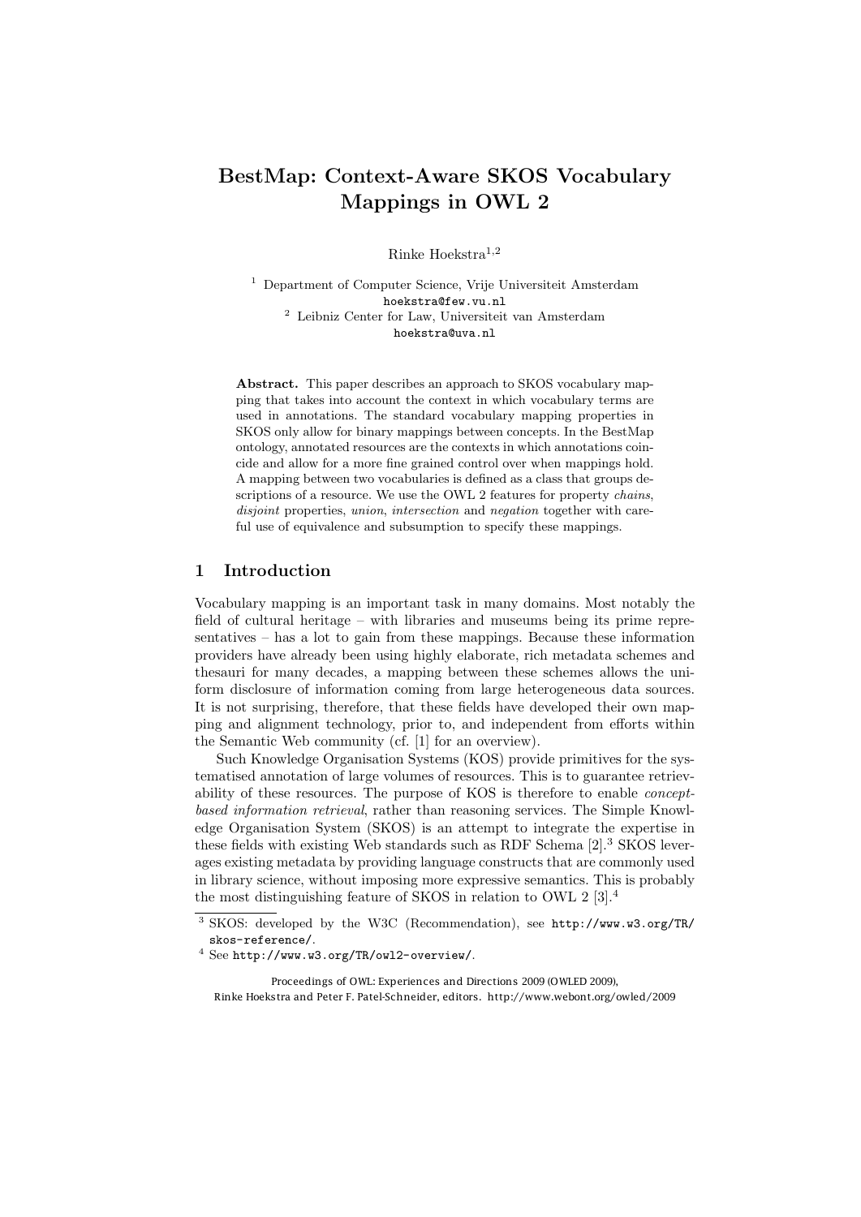# BestMap: Context-Aware SKOS Vocabulary Mappings in OWL 2

Rinke Hoekstra[1,2]

[1] Department of Computer Science, Vrije Universiteit Amsterdam
hoekstra@few.vu.nl
[2] Leibniz Center for Law, Universiteit van Amsterdam
hoekstra@uva.nl

**Abstract.** This paper describes an approach to SKOS vocabulary mapping that takes into account the context in which vocabulary terms are used in annotations. The standard vocabulary mapping properties in SKOS only allow for binary mappings between concepts. In the BestMap ontology, annotated resources are the contexts in which annotations coincide and allow for a more fine grained control over when mappings hold. A mapping between two vocabularies is defined as a class that groups descriptions of a resource. We use the OWL 2 features for property *chains*, *disjoint* properties, *union*, *intersection* and *negation* together with careful use of equivalence and subsumption to specify these mappings.

## 1 Introduction

Vocabulary mapping is an important task in many domains. Most notably the field of cultural heritage – with libraries and museums being its prime representatives – has a lot to gain from these mappings. Because these information providers have already been using highly elaborate, rich metadata schemes and thesauri for many decades, a mapping between these schemes allows the uniform disclosure of information coming from large heterogeneous data sources. It is not surprising, therefore, that these fields have developed their own mapping and alignment technology, prior to, and independent from efforts within the Semantic Web community (cf. [1] for an overview).

Such Knowledge Organisation Systems (KOS) provide primitives for the systematised annotation of large volumes of resources. This is to guarantee retrievability of these resources. The purpose of KOS is therefore to enable *concept-based information retrieval*, rather than reasoning services. The Simple Knowledge Organisation System (SKOS) is an attempt to integrate the expertise in these fields with existing Web standards such as RDF Schema [2].[3] SKOS leverages existing metadata by providing language constructs that are commonly used in library science, without imposing more expressive semantics. This is probably the most distinguishing feature of SKOS in relation to OWL 2 [3].[4]

[3] SKOS: developed by the W3C (Recommendation), see http://www.w3.org/TR/skos-reference/.

[4] See http://www.w3.org/TR/owl2-overview/.

Proceedings of OWL: Experiences and Directions 2009 (OWLED 2009),
Rinke Hoekstra and Peter F. Patel-Schneider, editors. http://www.webont.org/owled/2009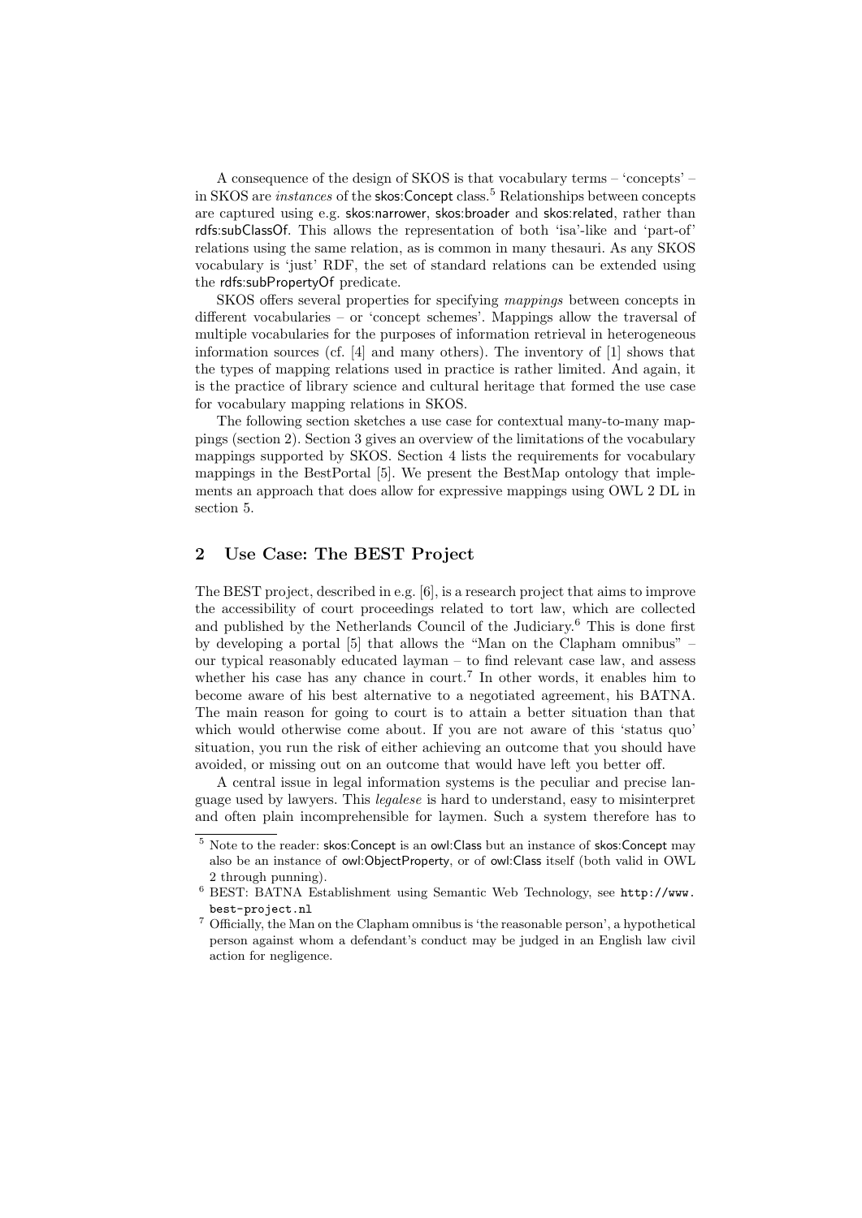A consequence of the design of SKOS is that vocabulary terms – 'concepts' – in SKOS are *instances* of the skos:Concept class.[5] Relationships between concepts are captured using e.g. skos:narrower, skos:broader and skos:related, rather than rdfs:subClassOf. This allows the representation of both 'isa'-like and 'part-of' relations using the same relation, as is common in many thesauri. As any SKOS vocabulary is 'just' RDF, the set of standard relations can be extended using the rdfs:subPropertyOf predicate.

SKOS offers several properties for specifying *mappings* between concepts in different vocabularies – or 'concept schemes'. Mappings allow the traversal of multiple vocabularies for the purposes of information retrieval in heterogeneous information sources (cf. [4] and many others). The inventory of [1] shows that the types of mapping relations used in practice is rather limited. And again, it is the practice of library science and cultural heritage that formed the use case for vocabulary mapping relations in SKOS.

The following section sketches a use case for contextual many-to-many mappings (section 2). Section 3 gives an overview of the limitations of the vocabulary mappings supported by SKOS. Section 4 lists the requirements for vocabulary mappings in the BestPortal [5]. We present the BestMap ontology that implements an approach that does allow for expressive mappings using OWL 2 DL in section 5.

## 2 Use Case: The BEST Project

The BEST project, described in e.g. [6], is a research project that aims to improve the accessibility of court proceedings related to tort law, which are collected and published by the Netherlands Council of the Judiciary.[6] This is done first by developing a portal [5] that allows the "Man on the Clapham omnibus" – our typical reasonably educated layman – to find relevant case law, and assess whether his case has any chance in court.[7] In other words, it enables him to become aware of his best alternative to a negotiated agreement, his BATNA. The main reason for going to court is to attain a better situation than that which would otherwise come about. If you are not aware of this 'status quo' situation, you run the risk of either achieving an outcome that you should have avoided, or missing out on an outcome that would have left you better off.

A central issue in legal information systems is the peculiar and precise language used by lawyers. This *legalese* is hard to understand, easy to misinterpret and often plain incomprehensible for laymen. Such a system therefore has to

---

[5] Note to the reader: skos:Concept is an owl:Class but an instance of skos:Concept may also be an instance of owl:ObjectProperty, or of owl:Class itself (both valid in OWL 2 through punning).

[6] BEST: BATNA Establishment using Semantic Web Technology, see `http://www.best-project.nl`

[7] Officially, the Man on the Clapham omnibus is 'the reasonable person', a hypothetical person against whom a defendant's conduct may be judged in an English law civil action for negligence.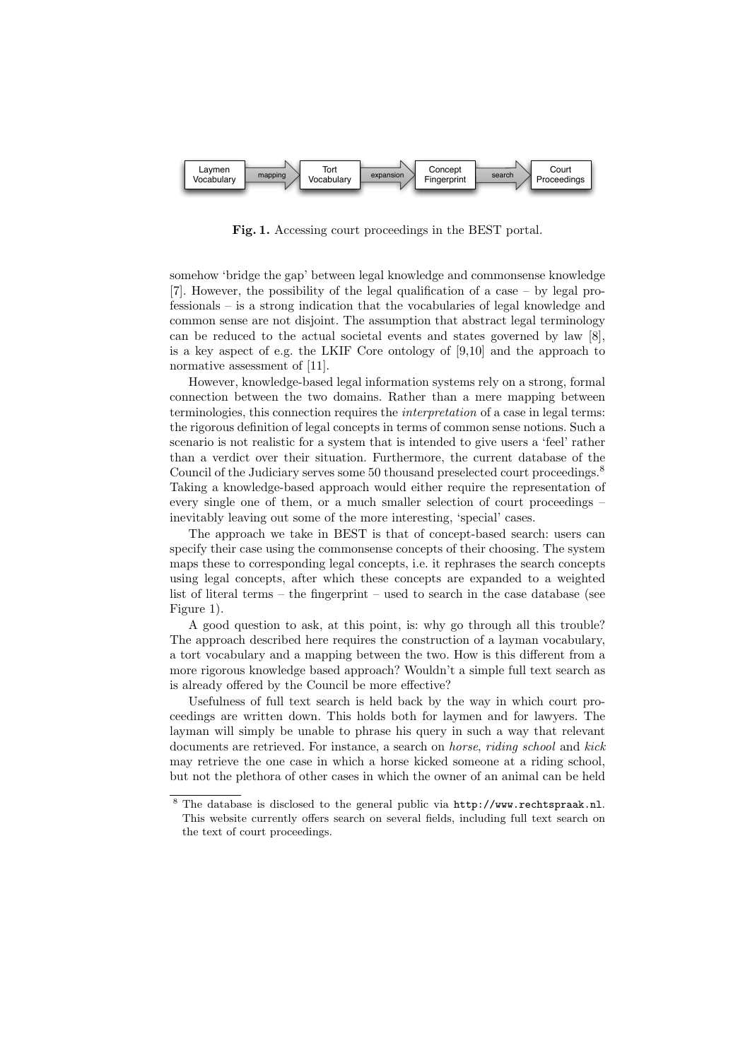Laymen Vocabulary → (mapping) → Tort Vocabulary → (expansion) → Concept Fingerprint → (search) → Court Proceedings

**Fig. 1.** Accessing court proceedings in the BEST portal.

somehow 'bridge the gap' between legal knowledge and commonsense knowledge [7]. However, the possibility of the legal qualification of a case – by legal professionals – is a strong indication that the vocabularies of legal knowledge and common sense are not disjoint. The assumption that abstract legal terminology can be reduced to the actual societal events and states governed by law [8], is a key aspect of e.g. the LKIF Core ontology of [9,10] and the approach to normative assessment of [11].

However, knowledge-based legal information systems rely on a strong, formal connection between the two domains. Rather than a mere mapping between terminologies, this connection requires the *interpretation* of a case in legal terms: the rigorous definition of legal concepts in terms of common sense notions. Such a scenario is not realistic for a system that is intended to give users a 'feel' rather than a verdict over their situation. Furthermore, the current database of the Council of the Judiciary serves some 50 thousand preselected court proceedings.[8] Taking a knowledge-based approach would either require the representation of every single one of them, or a much smaller selection of court proceedings – inevitably leaving out some of the more interesting, 'special' cases.

The approach we take in BEST is that of concept-based search: users can specify their case using the commonsense concepts of their choosing. The system maps these to corresponding legal concepts, i.e. it rephrases the search concepts using legal concepts, after which these concepts are expanded to a weighted list of literal terms – the fingerprint – used to search in the case database (see Figure 1).

A good question to ask, at this point, is: why go through all this trouble? The approach described here requires the construction of a layman vocabulary, a tort vocabulary and a mapping between the two. How is this different from a more rigorous knowledge based approach? Wouldn't a simple full text search as is already offered by the Council be more effective?

Usefulness of full text search is held back by the way in which court proceedings are written down. This holds both for laymen and for lawyers. The layman will simply be unable to phrase his query in such a way that relevant documents are retrieved. For instance, a search on *horse*, *riding school* and *kick* may retrieve the one case in which a horse kicked someone at a riding school, but not the plethora of other cases in which the owner of an animal can be held

[8] The database is disclosed to the general public via `http://www.rechtspraak.nl`. This website currently offers search on several fields, including full text search on the text of court proceedings.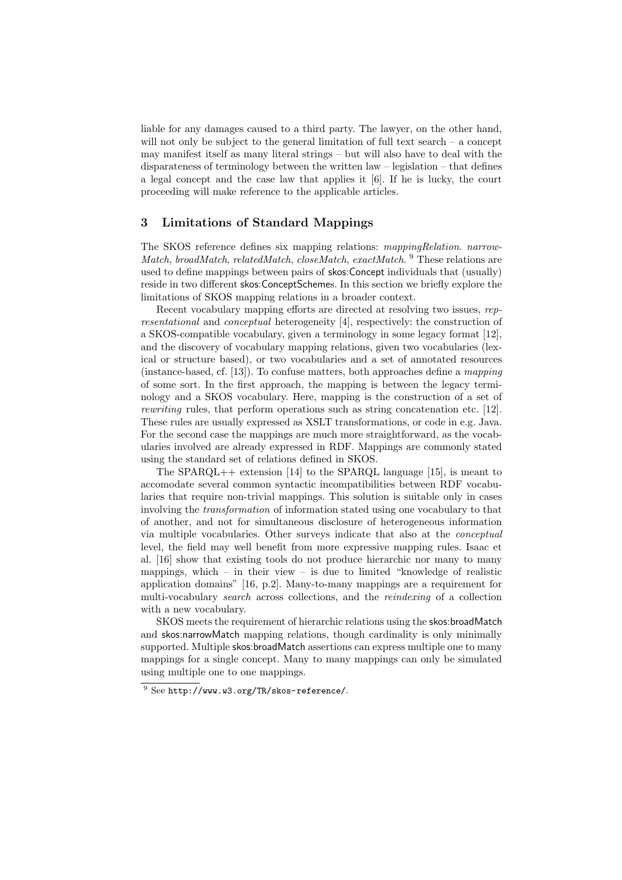liable for any damages caused to a third party. The lawyer, on the other hand, will not only be subject to the general limitation of full text search – a concept may manifest itself as many literal strings – but will also have to deal with the disparateness of terminology between the written law – legislation – that defines a legal concept and the case law that applies it [6]. If he is lucky, the court proceeding will make reference to the applicable articles.

## 3 Limitations of Standard Mappings

The SKOS reference defines six mapping relations: *mappingRelation*. *narrowMatch*, *broadMatch*, *relatedMatch*, *closeMatch*, *exactMatch*. [9] These relations are used to define mappings between pairs of skos:Concept individuals that (usually) reside in two different skos:ConceptSchemes. In this section we briefly explore the limitations of SKOS mapping relations in a broader context.

Recent vocabulary mapping efforts are directed at resolving two issues, *representational* and *conceptual* heterogeneity [4], respectively: the construction of a SKOS-compatible vocabulary, given a terminology in some legacy format [12], and the discovery of vocabulary mapping relations, given two vocabularies (lexical or structure based), or two vocabularies and a set of annotated resources (instance-based, cf. [13]). To confuse matters, both approaches define a *mapping* of some sort. In the first approach, the mapping is between the legacy terminology and a SKOS vocabulary. Here, mapping is the construction of a set of *rewriting* rules, that perform operations such as string concatenation etc. [12]. These rules are usually expressed as XSLT transformations, or code in e.g. Java. For the second case the mappings are much more straightforward, as the vocabularies involved are already expressed in RDF. Mappings are commonly stated using the standard set of relations defined in SKOS.

The SPARQL++ extension [14] to the SPARQL language [15], is meant to accomodate several common syntactic incompatibilities between RDF vocabularies that require non-trivial mappings. This solution is suitable only in cases involving the *transformation* of information stated using one vocabulary to that of another, and not for simultaneous disclosure of heterogeneous information via multiple vocabularies. Other surveys indicate that also at the *conceptual* level, the field may well benefit from more expressive mapping rules. Isaac et al. [16] show that existing tools do not produce hierarchic nor many to many mappings, which – in their view – is due to limited "knowledge of realistic application domains" [16, p.2]. Many-to-many mappings are a requirement for multi-vocabulary *search* across collections, and the *reindexing* of a collection with a new vocabulary.

SKOS meets the requirement of hierarchic relations using the skos:broadMatch and skos:narrowMatch mapping relations, though cardinality is only minimally supported. Multiple skos:broadMatch assertions can express multiple one to many mappings for a single concept. Many to many mappings can only be simulated using multiple one to one mappings.

[9] See http://www.w3.org/TR/skos-reference/.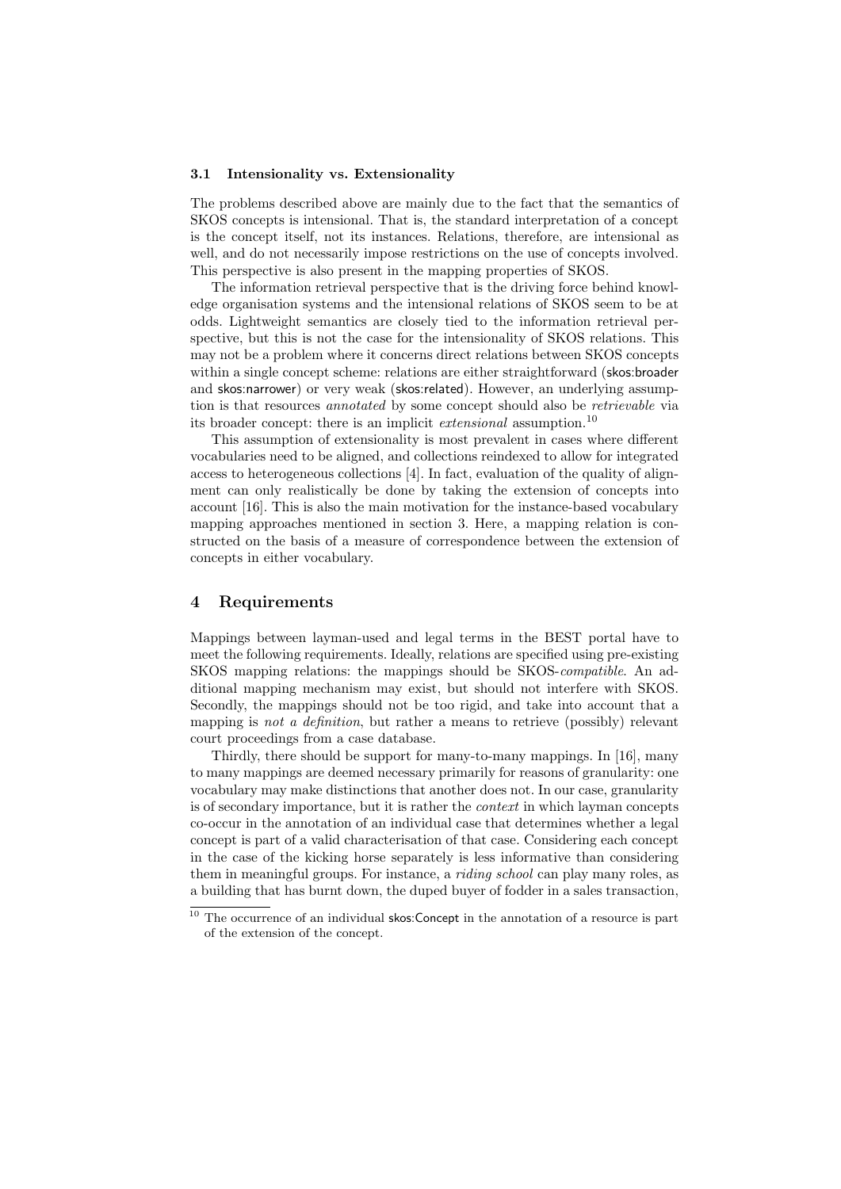### 3.1 Intensionality vs. Extensionality

The problems described above are mainly due to the fact that the semantics of SKOS concepts is intensional. That is, the standard interpretation of a concept is the concept itself, not its instances. Relations, therefore, are intensional as well, and do not necessarily impose restrictions on the use of concepts involved. This perspective is also present in the mapping properties of SKOS.

The information retrieval perspective that is the driving force behind knowledge organisation systems and the intensional relations of SKOS seem to be at odds. Lightweight semantics are closely tied to the information retrieval perspective, but this is not the case for the intensionality of SKOS relations. This may not be a problem where it concerns direct relations between SKOS concepts within a single concept scheme: relations are either straightforward (skos:broader and skos:narrower) or very weak (skos:related). However, an underlying assumption is that resources *annotated* by some concept should also be *retrievable* via its broader concept: there is an implicit *extensional* assumption.[10]

This assumption of extensionality is most prevalent in cases where different vocabularies need to be aligned, and collections reindexed to allow for integrated access to heterogeneous collections [4]. In fact, evaluation of the quality of alignment can only realistically be done by taking the extension of concepts into account [16]. This is also the main motivation for the instance-based vocabulary mapping approaches mentioned in section 3. Here, a mapping relation is constructed on the basis of a measure of correspondence between the extension of concepts in either vocabulary.

## 4 Requirements

Mappings between layman-used and legal terms in the BEST portal have to meet the following requirements. Ideally, relations are specified using pre-existing SKOS mapping relations: the mappings should be SKOS-*compatible*. An additional mapping mechanism may exist, but should not interfere with SKOS. Secondly, the mappings should not be too rigid, and take into account that a mapping is *not a definition*, but rather a means to retrieve (possibly) relevant court proceedings from a case database.

Thirdly, there should be support for many-to-many mappings. In [16], many to many mappings are deemed necessary primarily for reasons of granularity: one vocabulary may make distinctions that another does not. In our case, granularity is of secondary importance, but it is rather the *context* in which layman concepts co-occur in the annotation of an individual case that determines whether a legal concept is part of a valid characterisation of that case. Considering each concept in the case of the kicking horse separately is less informative than considering them in meaningful groups. For instance, a *riding school* can play many roles, as a building that has burnt down, the duped buyer of fodder in a sales transaction,

[10] The occurrence of an individual skos:Concept in the annotation of a resource is part of the extension of the concept.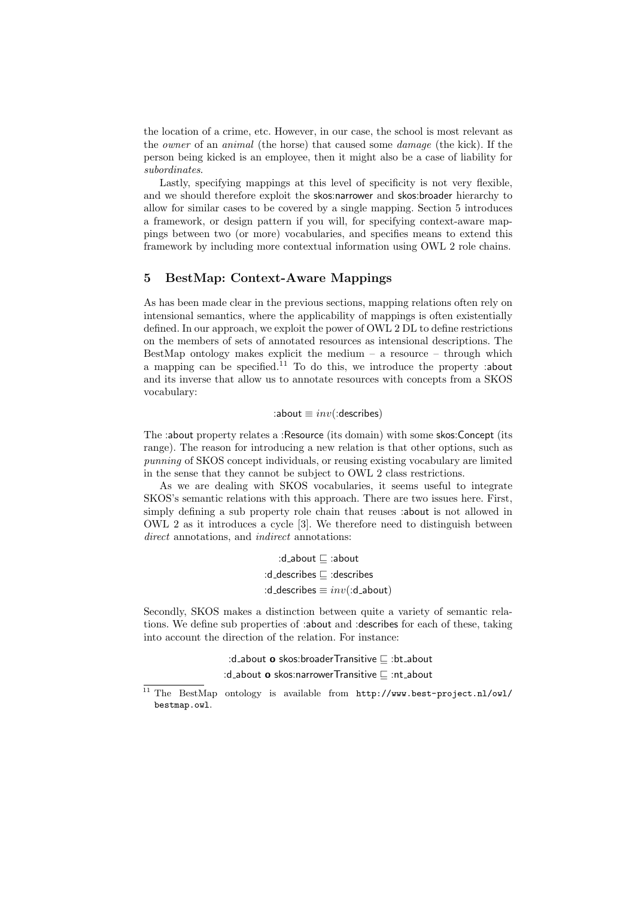the location of a crime, etc. However, in our case, the school is most relevant as the *owner* of an *animal* (the horse) that caused some *damage* (the kick). If the person being kicked is an employee, then it might also be a case of liability for *subordinates*.

Lastly, specifying mappings at this level of specificity is not very flexible, and we should therefore exploit the skos:narrower and skos:broader hierarchy to allow for similar cases to be covered by a single mapping. Section 5 introduces a framework, or design pattern if you will, for specifying context-aware mappings between two (or more) vocabularies, and specifies means to extend this framework by including more contextual information using OWL 2 role chains.

## 5 BestMap: Context-Aware Mappings

As has been made clear in the previous sections, mapping relations often rely on intensional semantics, where the applicability of mappings is often existentially defined. In our approach, we exploit the power of OWL 2 DL to define restrictions on the members of sets of annotated resources as intensional descriptions. The BestMap ontology makes explicit the medium – a resource – through which a mapping can be specified.[11] To do this, we introduce the property :about and its inverse that allow us to annotate resources with concepts from a SKOS vocabulary:

$$\text{:about} \equiv inv(\text{:describes})$$

The :about property relates a :Resource (its domain) with some skos:Concept (its range). The reason for introducing a new relation is that other options, such as *punning* of SKOS concept individuals, or reusing existing vocabulary are limited in the sense that they cannot be subject to OWL 2 class restrictions.

As we are dealing with SKOS vocabularies, it seems useful to integrate SKOS's semantic relations with this approach. There are two issues here. First, simply defining a sub property role chain that reuses :about is not allowed in OWL 2 as it introduces a cycle [3]. We therefore need to distinguish between *direct* annotations, and *indirect* annotations:

$$\text{:d\_about} \sqsubseteq \text{:about}$$
$$\text{:d\_describes} \sqsubseteq \text{:describes}$$
$$\text{:d\_describes} \equiv inv(\text{:d\_about})$$

Secondly, SKOS makes a distinction between quite a variety of semantic relations. We define sub properties of :about and :describes for each of these, taking into account the direction of the relation. For instance:

$$\text{:d\_about } \mathbf{o} \text{ skos:broaderTransitive} \sqsubseteq \text{:bt\_about}$$
$$\text{:d\_about } \mathbf{o} \text{ skos:narrowerTransitive} \sqsubseteq \text{:nt\_about}$$

[11] The BestMap ontology is available from http://www.best-project.nl/owl/bestmap.owl.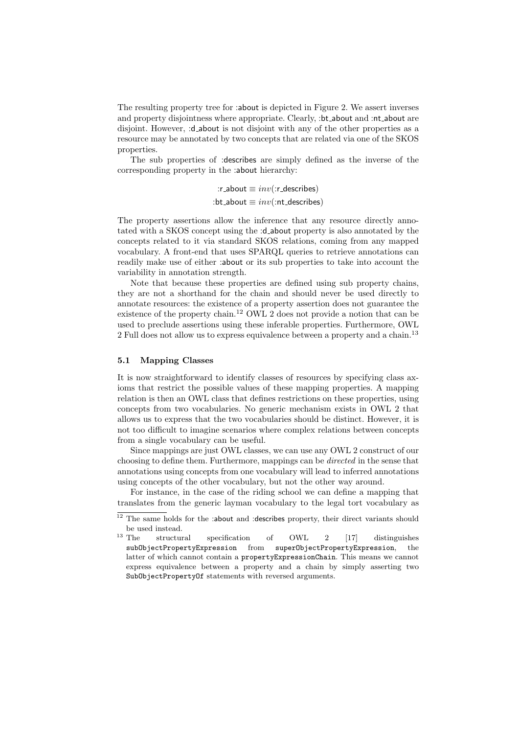The resulting property tree for :about is depicted in Figure 2. We assert inverses and property disjointness where appropriate. Clearly, :bt_about and :nt_about are disjoint. However, :d_about is not disjoint with any of the other properties as a resource may be annotated by two concepts that are related via one of the SKOS properties.

The sub properties of :describes are simply defined as the inverse of the corresponding property in the :about hierarchy:

$$\text{:r\_about} \equiv inv(\text{:r\_describes})$$
$$\text{:bt\_about} \equiv inv(\text{:nt\_describes})$$

The property assertions allow the inference that any resource directly annotated with a SKOS concept using the :d_about property is also annotated by the concepts related to it via standard SKOS relations, coming from any mapped vocabulary. A front-end that uses SPARQL queries to retrieve annotations can readily make use of either :about or its sub properties to take into account the variability in annotation strength.

Note that because these properties are defined using sub property chains, they are not a shorthand for the chain and should never be used directly to annotate resources: the existence of a property assertion does not guarantee the existence of the property chain.[12] OWL 2 does not provide a notion that can be used to preclude assertions using these inferable properties. Furthermore, OWL 2 Full does not allow us to express equivalence between a property and a chain.[13]

### 5.1 Mapping Classes

It is now straightforward to identify classes of resources by specifying class axioms that restrict the possible values of these mapping properties. A mapping relation is then an OWL class that defines restrictions on these properties, using concepts from two vocabularies. No generic mechanism exists in OWL 2 that allows us to express that the two vocabularies should be distinct. However, it is not too difficult to imagine scenarios where complex relations between concepts from a single vocabulary can be useful.

Since mappings are just OWL classes, we can use any OWL 2 construct of our choosing to define them. Furthermore, mappings can be *directed* in the sense that annotations using concepts from one vocabulary will lead to inferred annotations using concepts of the other vocabulary, but not the other way around.

For instance, in the case of the riding school we can define a mapping that translates from the generic layman vocabulary to the legal tort vocabulary as

[12] The same holds for the :about and :describes property, their direct variants should be used instead.

[13] The structural specification of OWL 2 [17] distinguishes `subObjectPropertyExpression` from `superObjectPropertyExpression`, the latter of which cannot contain a `propertyExpressionChain`. This means we cannot express equivalence between a property and a chain by simply asserting two `SubObjectPropertyOf` statements with reversed arguments.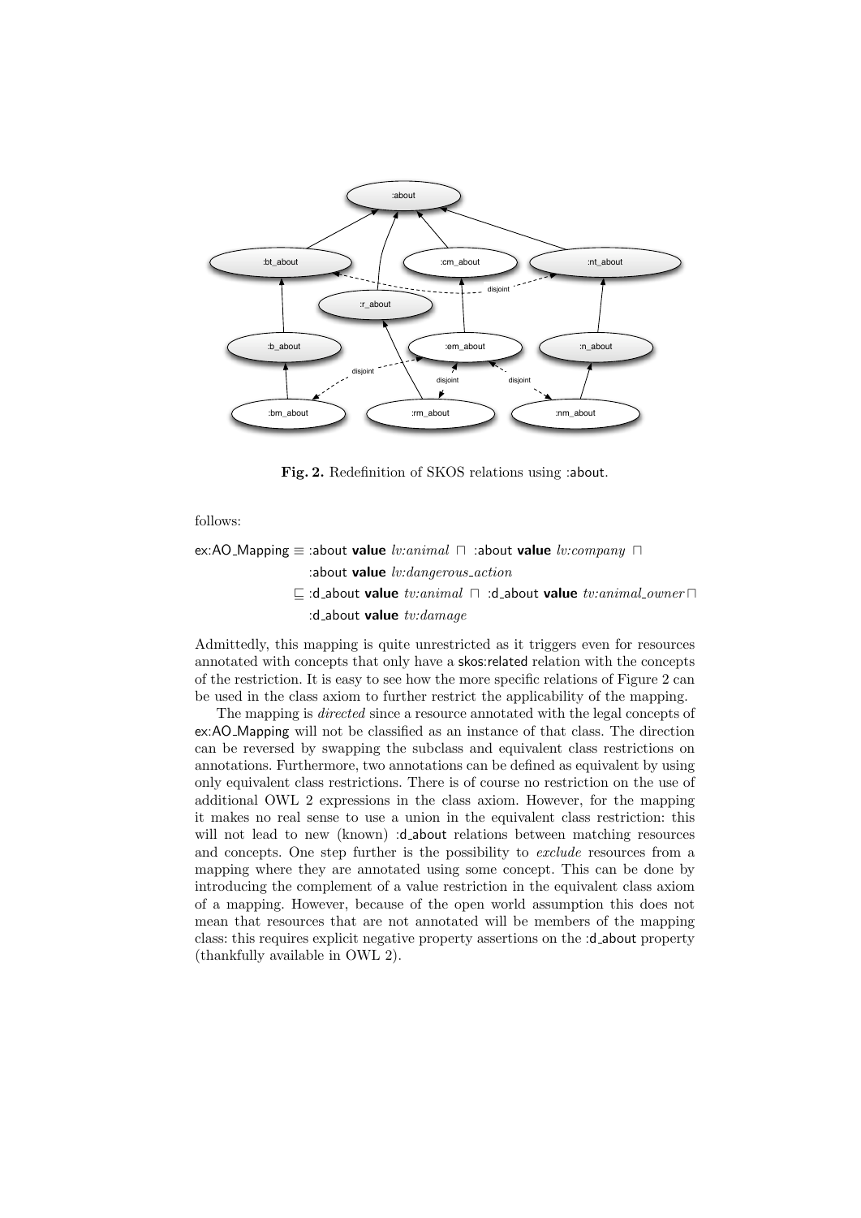Fig. 2. Redefinition of SKOS relations using :about.

follows:

$$
\begin{aligned}
\text{ex:AO\_Mapping} \equiv\ & \text{:about } \textbf{value } \textit{lv:animal} \sqcap \text{ :about } \textbf{value } \textit{lv:company} \sqcap \\
& \text{:about } \textbf{value } \textit{lv:dangerous\_action} \\
\sqsubseteq\ & \text{:d\_about } \textbf{value } \textit{tv:animal} \sqcap \text{ :d\_about } \textbf{value } \textit{tv:animal\_owner} \sqcap \\
& \text{:d\_about } \textbf{value } \textit{tv:damage}
\end{aligned}
$$

Admittedly, this mapping is quite unrestricted as it triggers even for resources annotated with concepts that only have a skos:related relation with the concepts of the restriction. It is easy to see how the more specific relations of Figure 2 can be used in the class axiom to further restrict the applicability of the mapping.

The mapping is *directed* since a resource annotated with the legal concepts of ex:AO_Mapping will not be classified as an instance of that class. The direction can be reversed by swapping the subclass and equivalent class restrictions on annotations. Furthermore, two annotations can be defined as equivalent by using only equivalent class restrictions. There is of course no restriction on the use of additional OWL 2 expressions in the class axiom. However, for the mapping it makes no real sense to use a union in the equivalent class restriction: this will not lead to new (known) :d_about relations between matching resources and concepts. One step further is the possibility to *exclude* resources from a mapping where they are annotated using some concept. This can be done by introducing the complement of a value restriction in the equivalent class axiom of a mapping. However, because of the open world assumption this does not mean that resources that are not annotated will be members of the mapping class: this requires explicit negative property assertions on the :d_about property (thankfully available in OWL 2).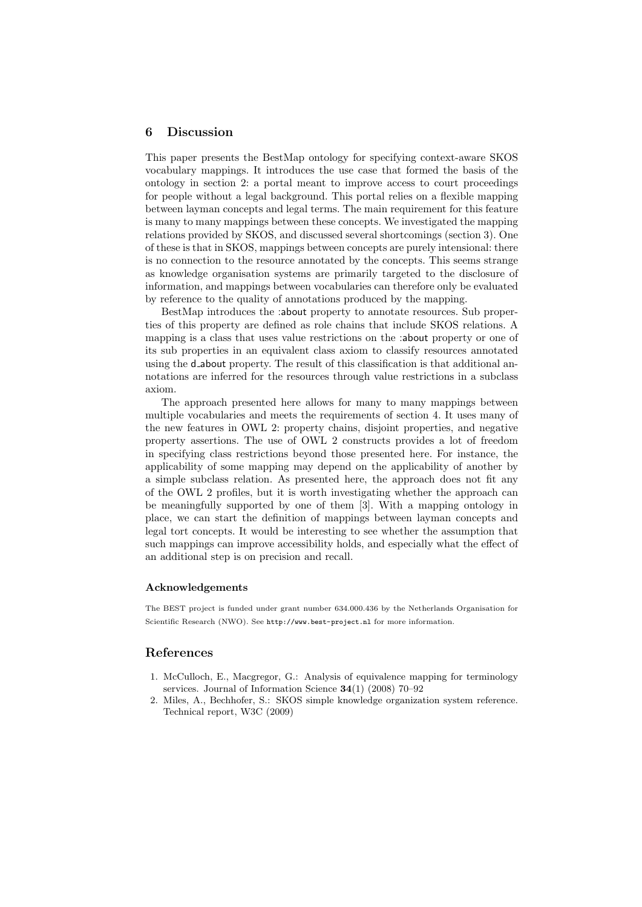## 6 Discussion

This paper presents the BestMap ontology for specifying context-aware SKOS vocabulary mappings. It introduces the use case that formed the basis of the ontology in section 2: a portal meant to improve access to court proceedings for people without a legal background. This portal relies on a flexible mapping between layman concepts and legal terms. The main requirement for this feature is many to many mappings between these concepts. We investigated the mapping relations provided by SKOS, and discussed several shortcomings (section 3). One of these is that in SKOS, mappings between concepts are purely intensional: there is no connection to the resource annotated by the concepts. This seems strange as knowledge organisation systems are primarily targeted to the disclosure of information, and mappings between vocabularies can therefore only be evaluated by reference to the quality of annotations produced by the mapping.

BestMap introduces the :about property to annotate resources. Sub properties of this property are defined as role chains that include SKOS relations. A mapping is a class that uses value restrictions on the :about property or one of its sub properties in an equivalent class axiom to classify resources annotated using the d_about property. The result of this classification is that additional annotations are inferred for the resources through value restrictions in a subclass axiom.

The approach presented here allows for many to many mappings between multiple vocabularies and meets the requirements of section 4. It uses many of the new features in OWL 2: property chains, disjoint properties, and negative property assertions. The use of OWL 2 constructs provides a lot of freedom in specifying class restrictions beyond those presented here. For instance, the applicability of some mapping may depend on the applicability of another by a simple subclass relation. As presented here, the approach does not fit any of the OWL 2 profiles, but it is worth investigating whether the approach can be meaningfully supported by one of them [3]. With a mapping ontology in place, we can start the definition of mappings between layman concepts and legal tort concepts. It would be interesting to see whether the assumption that such mappings can improve accessibility holds, and especially what the effect of an additional step is on precision and recall.

### Acknowledgements

The BEST project is funded under grant number 634.000.436 by the Netherlands Organisation for Scientific Research (NWO). See http://www.best-project.nl for more information.

## References

1. McCulloch, E., Macgregor, G.: Analysis of equivalence mapping for terminology services. Journal of Information Science **34**(1) (2008) 70–92
2. Miles, A., Bechhofer, S.: SKOS simple knowledge organization system reference. Technical report, W3C (2009)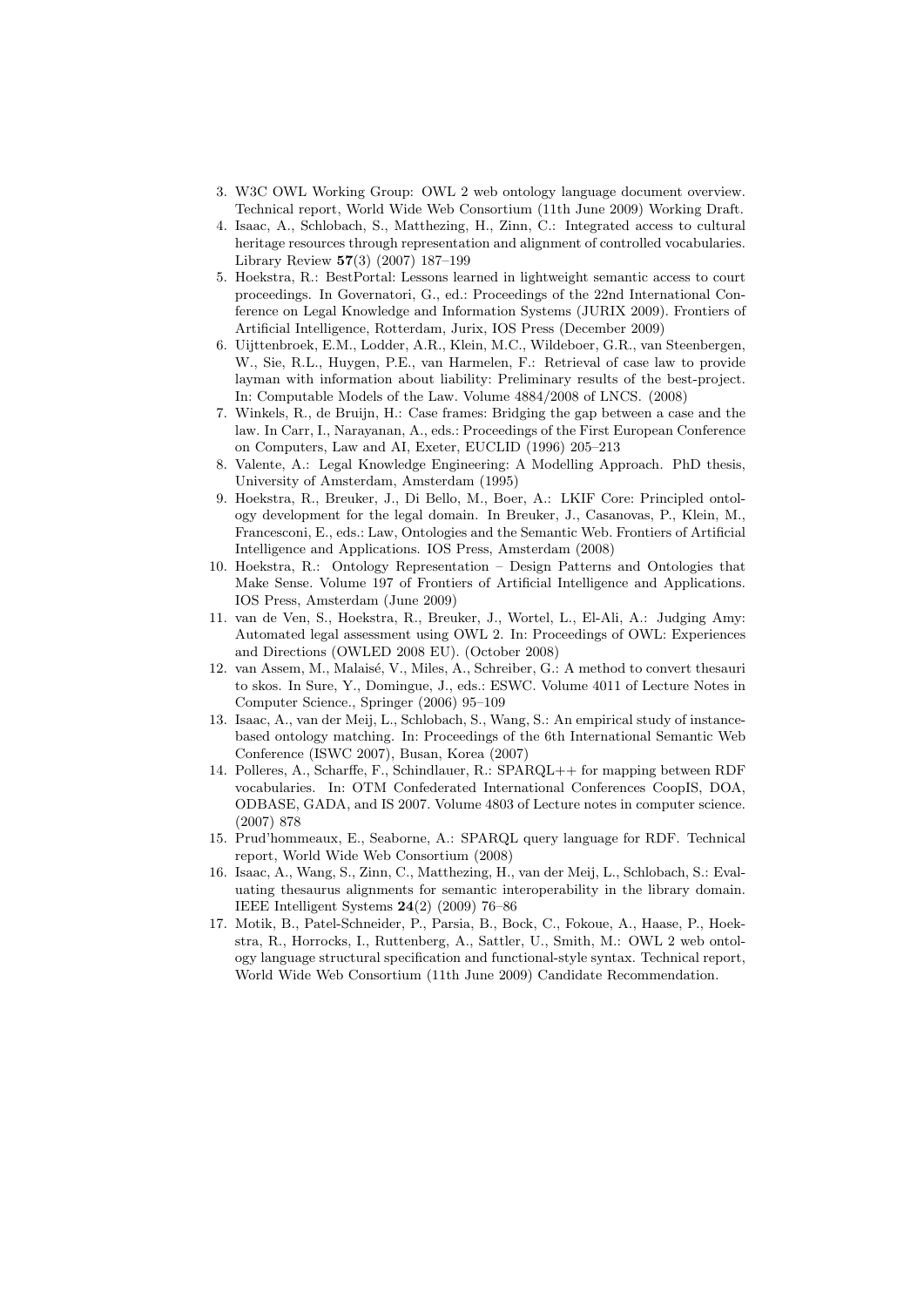3. W3C OWL Working Group: OWL 2 web ontology language document overview. Technical report, World Wide Web Consortium (11th June 2009) Working Draft.
4. Isaac, A., Schlobach, S., Matthezing, H., Zinn, C.: Integrated access to cultural heritage resources through representation and alignment of controlled vocabularies. Library Review **57**(3) (2007) 187–199
5. Hoekstra, R.: BestPortal: Lessons learned in lightweight semantic access to court proceedings. In Governatori, G., ed.: Proceedings of the 22nd International Conference on Legal Knowledge and Information Systems (JURIX 2009). Frontiers of Artificial Intelligence, Rotterdam, Jurix, IOS Press (December 2009)
6. Uijttenbroek, E.M., Lodder, A.R., Klein, M.C., Wildeboer, G.R., van Steenbergen, W., Sie, R.L., Huygen, P.E., van Harmelen, F.: Retrieval of case law to provide layman with information about liability: Preliminary results of the best-project. In: Computable Models of the Law. Volume 4884/2008 of LNCS. (2008)
7. Winkels, R., de Bruijn, H.: Case frames: Bridging the gap between a case and the law. In Carr, I., Narayanan, A., eds.: Proceedings of the First European Conference on Computers, Law and AI, Exeter, EUCLID (1996) 205–213
8. Valente, A.: Legal Knowledge Engineering: A Modelling Approach. PhD thesis, University of Amsterdam, Amsterdam (1995)
9. Hoekstra, R., Breuker, J., Di Bello, M., Boer, A.: LKIF Core: Principled ontology development for the legal domain. In Breuker, J., Casanovas, P., Klein, M., Francesconi, E., eds.: Law, Ontologies and the Semantic Web. Frontiers of Artificial Intelligence and Applications. IOS Press, Amsterdam (2008)
10. Hoekstra, R.: Ontology Representation – Design Patterns and Ontologies that Make Sense. Volume 197 of Frontiers of Artificial Intelligence and Applications. IOS Press, Amsterdam (June 2009)
11. van de Ven, S., Hoekstra, R., Breuker, J., Wortel, L., El-Ali, A.: Judging Amy: Automated legal assessment using OWL 2. In: Proceedings of OWL: Experiences and Directions (OWLED 2008 EU). (October 2008)
12. van Assem, M., Malaisé, V., Miles, A., Schreiber, G.: A method to convert thesauri to skos. In Sure, Y., Domingue, J., eds.: ESWC. Volume 4011 of Lecture Notes in Computer Science., Springer (2006) 95–109
13. Isaac, A., van der Meij, L., Schlobach, S., Wang, S.: An empirical study of instance-based ontology matching. In: Proceedings of the 6th International Semantic Web Conference (ISWC 2007), Busan, Korea (2007)
14. Polleres, A., Scharffe, F., Schindlauer, R.: SPARQL++ for mapping between RDF vocabularies. In: OTM Confederated International Conferences CoopIS, DOA, ODBASE, GADA, and IS 2007. Volume 4803 of Lecture notes in computer science. (2007) 878
15. Prud'hommeaux, E., Seaborne, A.: SPARQL query language for RDF. Technical report, World Wide Web Consortium (2008)
16. Isaac, A., Wang, S., Zinn, C., Matthezing, H., van der Meij, L., Schlobach, S.: Evaluating thesaurus alignments for semantic interoperability in the library domain. IEEE Intelligent Systems **24**(2) (2009) 76–86
17. Motik, B., Patel-Schneider, P., Parsia, B., Bock, C., Fokoue, A., Haase, P., Hoekstra, R., Horrocks, I., Ruttenberg, A., Sattler, U., Smith, M.: OWL 2 web ontology language structural specification and functional-style syntax. Technical report, World Wide Web Consortium (11th June 2009) Candidate Recommendation.